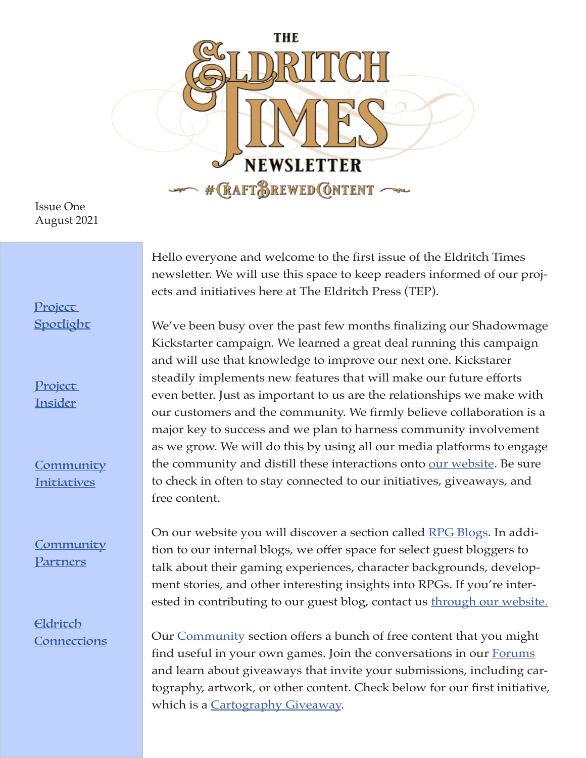# The Eldritch Times Newsletter

#CraftBrewedContent

Issue One
August 2021

Project Spotlight

Project Insider

Community Initiatives

Community Partners

Eldritch Connections

Hello everyone and welcome to the first issue of the Eldritch Times newsletter. We will use this space to keep readers informed of our projects and initiatives here at The Eldritch Press (TEP).

We've been busy over the past few months finalizing our Shadowmage Kickstarter campaign. We learned a great deal running this campaign and will use that knowledge to improve our next one. Kickstarer steadily implements new features that will make our future efforts even better. Just as important to us are the relationships we make with our customers and the community. We firmly believe collaboration is a major key to success and we plan to harness community involvement as we grow. We will do this by using all our media platforms to engage the community and distill these interactions onto our website. Be sure to check in often to stay connected to our initiatives, giveaways, and free content.

On our website you will discover a section called RPG Blogs. In addition to our internal blogs, we offer space for select guest bloggers to talk about their gaming experiences, character backgrounds, development stories, and other interesting insights into RPGs. If you're interested in contributing to our guest blog, contact us through our website.

Our Community section offers a bunch of free content that you might find useful in your own games. Join the conversations in our Forums and learn about giveaways that invite your submissions, including cartography, artwork, or other content. Check below for our first initiative, which is a Cartography Giveaway.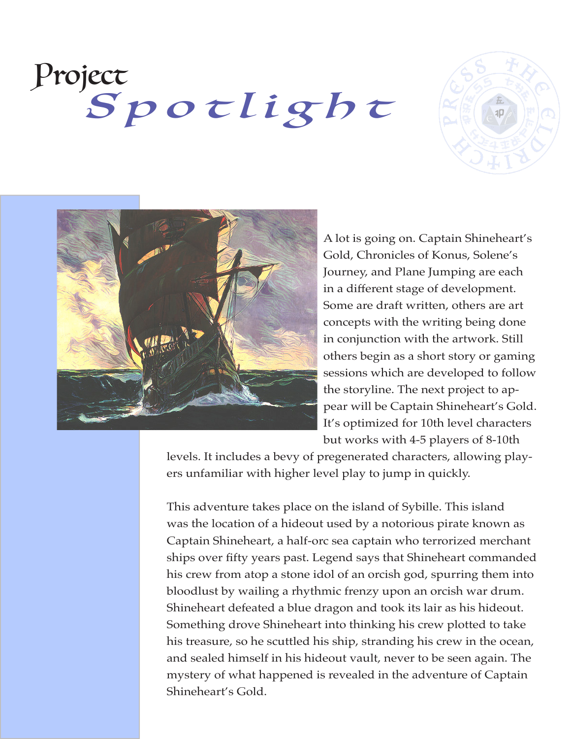# Project *Spotlight*

A lot is going on. Captain Shineheart's Gold, Chronicles of Konus, Solene's Journey, and Plane Jumping are each in a different stage of development. Some are draft written, others are art concepts with the writing being done in conjunction with the artwork. Still others begin as a short story or gaming sessions which are developed to follow the storyline. The next project to appear will be Captain Shineheart's Gold. It's optimized for 10th level characters but works with 4-5 players of 8-10th levels. It includes a bevy of pregenerated characters, allowing players unfamiliar with higher level play to jump in quickly.

This adventure takes place on the island of Sybille. This island was the location of a hideout used by a notorious pirate known as Captain Shineheart, a half-orc sea captain who terrorized merchant ships over fifty years past. Legend says that Shineheart commanded his crew from atop a stone idol of an orcish god, spurring them into bloodlust by wailing a rhythmic frenzy upon an orcish war drum. Shineheart defeated a blue dragon and took its lair as his hideout. Something drove Shineheart into thinking his crew plotted to take his treasure, so he scuttled his ship, stranding his crew in the ocean, and sealed himself in his hideout vault, never to be seen again. The mystery of what happened is revealed in the adventure of Captain Shineheart's Gold.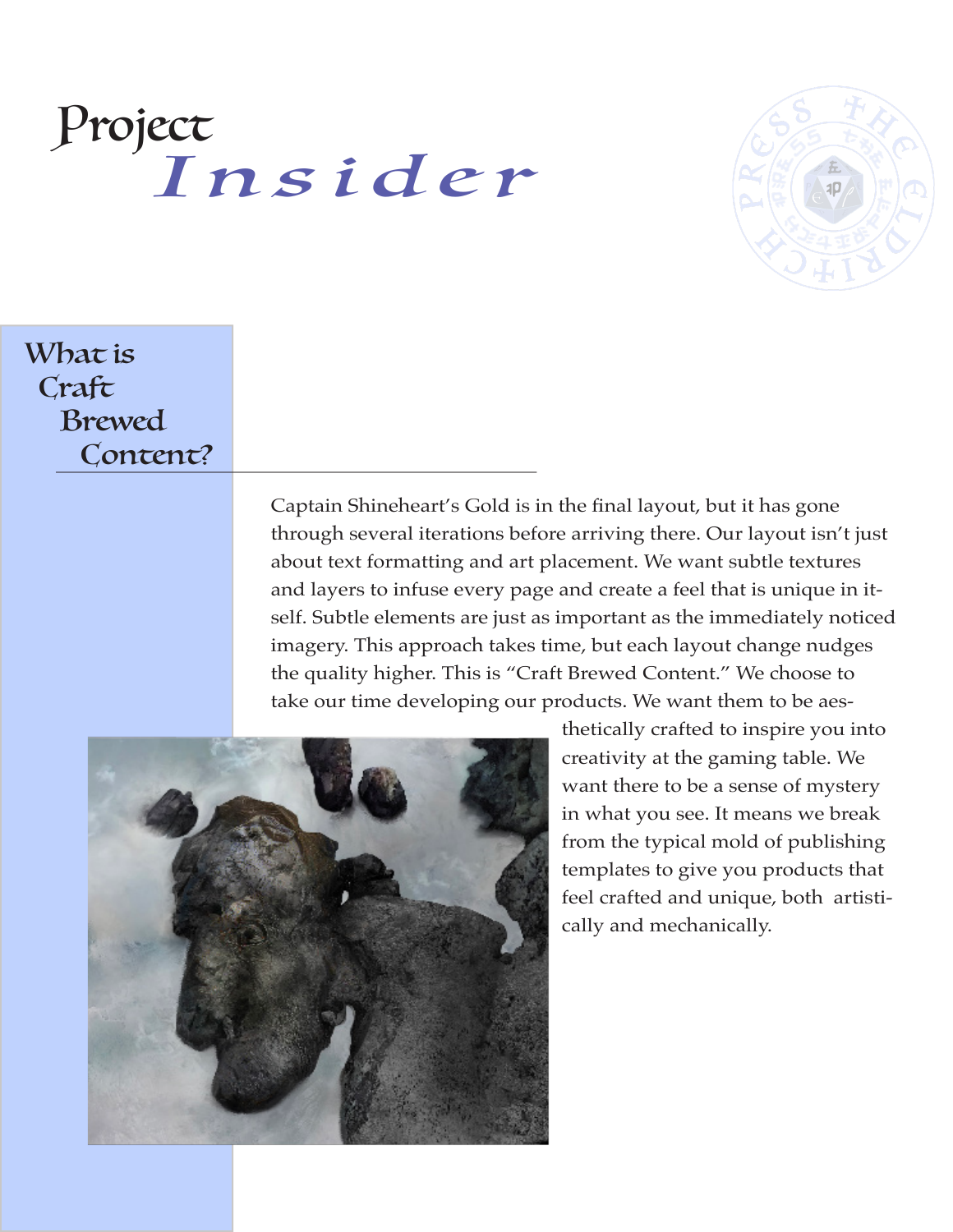# Project *Insider*

## What is Craft Brewed Content?

Captain Shineheart's Gold is in the final layout, but it has gone through several iterations before arriving there. Our layout isn't just about text formatting and art placement. We want subtle textures and layers to infuse every page and create a feel that is unique in itself. Subtle elements are just as important as the immediately noticed imagery. This approach takes time, but each layout change nudges the quality higher. This is "Craft Brewed Content." We choose to take our time developing our products. We want them to be aesthetically crafted to inspire you into creativity at the gaming table. We want there to be a sense of mystery in what you see. It means we break from the typical mold of publishing templates to give you products that feel crafted and unique, both artistically and mechanically.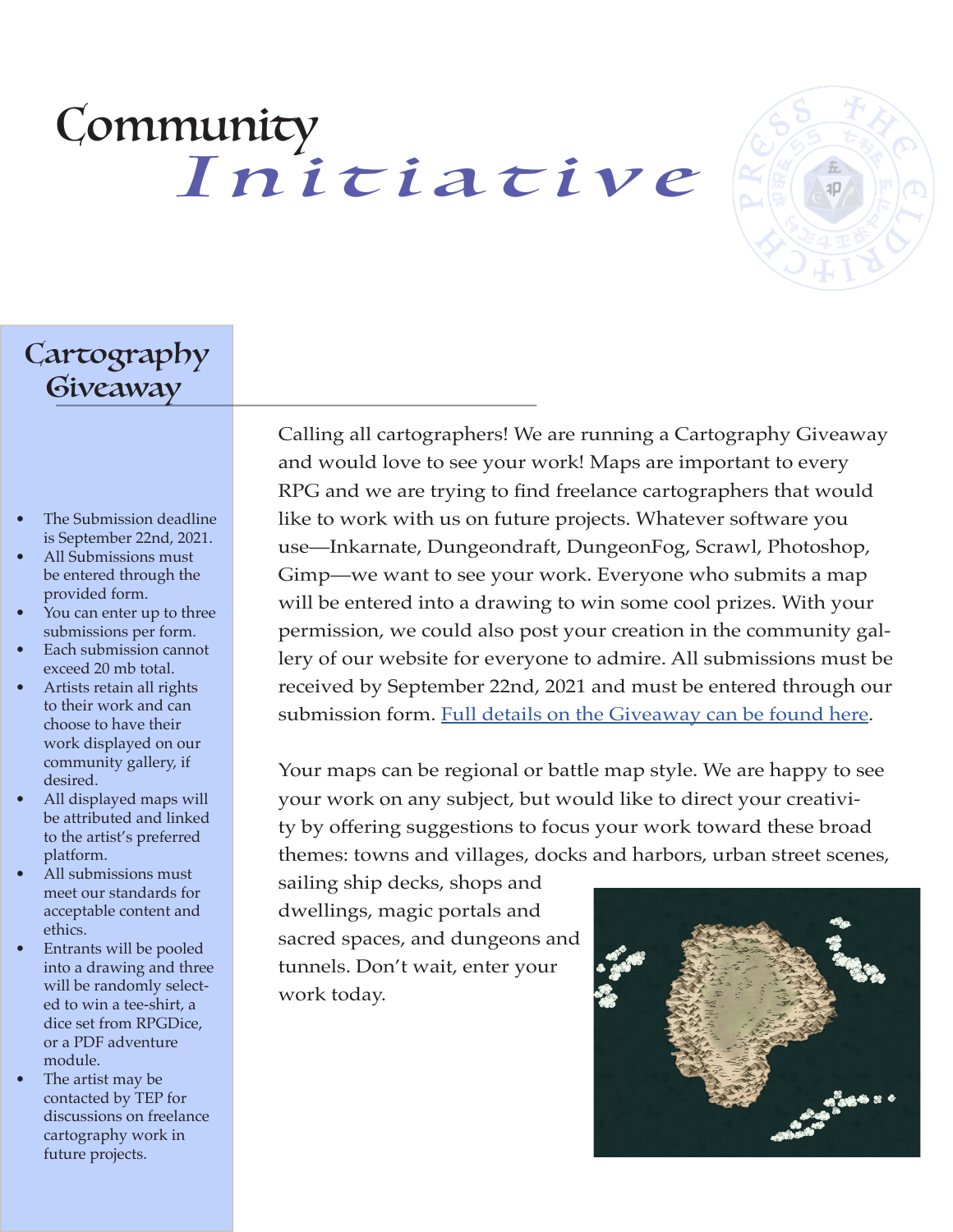# Community *Initiative*

## Cartography Giveaway

- The Submission deadline is September 22nd, 2021.
- All Submissions must be entered through the provided form.
- You can enter up to three submissions per form.
- Each submission cannot exceed 20 mb total.
- Artists retain all rights to their work and can choose to have their work displayed on our community gallery, if desired.
- All displayed maps will be attributed and linked to the artist's preferred platform.
- All submissions must meet our standards for acceptable content and ethics.
- Entrants will be pooled into a drawing and three will be randomly selected to win a tee-shirt, a dice set from RPGDice, or a PDF adventure module.
- The artist may be contacted by TEP for discussions on freelance cartography work in future projects.

Calling all cartographers! We are running a Cartography Giveaway and would love to see your work! Maps are important to every RPG and we are trying to find freelance cartographers that would like to work with us on future projects. Whatever software you use—Inkarnate, Dungeondraft, DungeonFog, Scrawl, Photoshop, Gimp—we want to see your work. Everyone who submits a map will be entered into a drawing to win some cool prizes. With your permission, we could also post your creation in the community gallery of our website for everyone to admire. All submissions must be received by September 22nd, 2021 and must be entered through our submission form. Full details on the Giveaway can be found here.

Your maps can be regional or battle map style. We are happy to see your work on any subject, but would like to direct your creativity by offering suggestions to focus your work toward these broad themes: towns and villages, docks and harbors, urban street scenes, sailing ship decks, shops and dwellings, magic portals and sacred spaces, and dungeons and tunnels. Don't wait, enter your work today.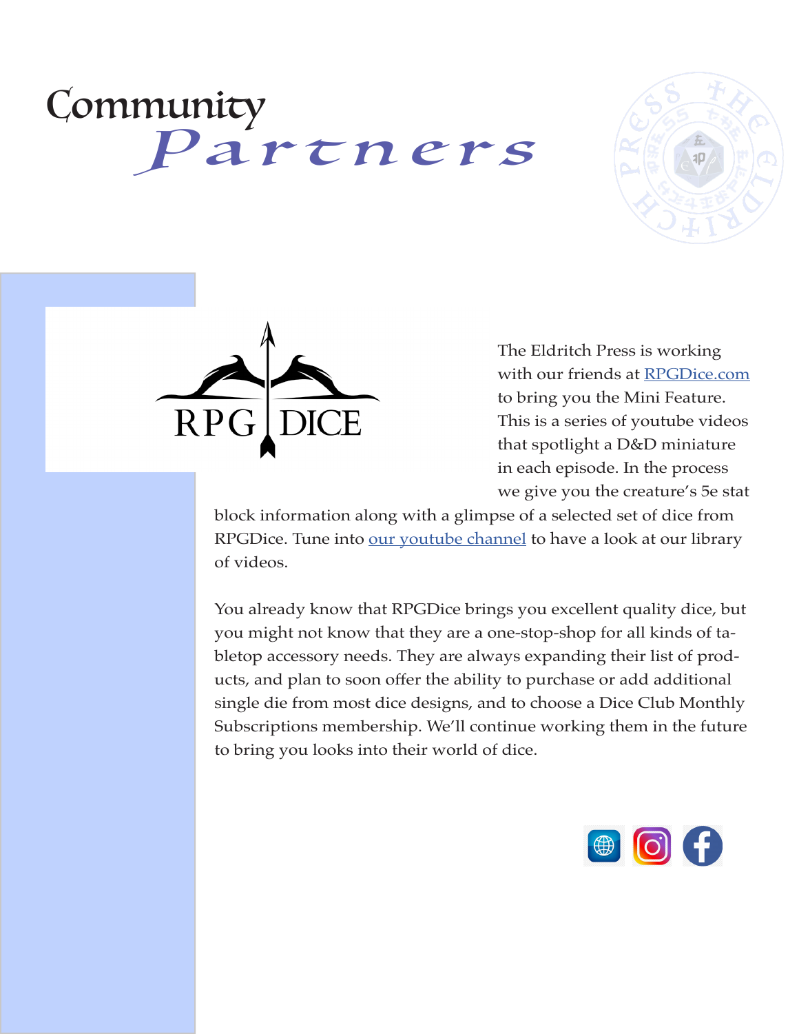# Community *Partners*

The Eldritch Press is working with our friends at [RPGDice.com]() to bring you the Mini Feature. This is a series of youtube videos that spotlight a D&D miniature in each episode. In the process we give you the creature's 5e stat block information along with a glimpse of a selected set of dice from RPGDice. Tune into [our youtube channel]() to have a look at our library of videos.

You already know that RPGDice brings you excellent quality dice, but you might not know that they are a one-stop-shop for all kinds of tabletop accessory needs. They are always expanding their list of products, and plan to soon offer the ability to purchase or add additional single die from most dice designs, and to choose a Dice Club Monthly Subscriptions membership. We'll continue working them in the future to bring you looks into their world of dice.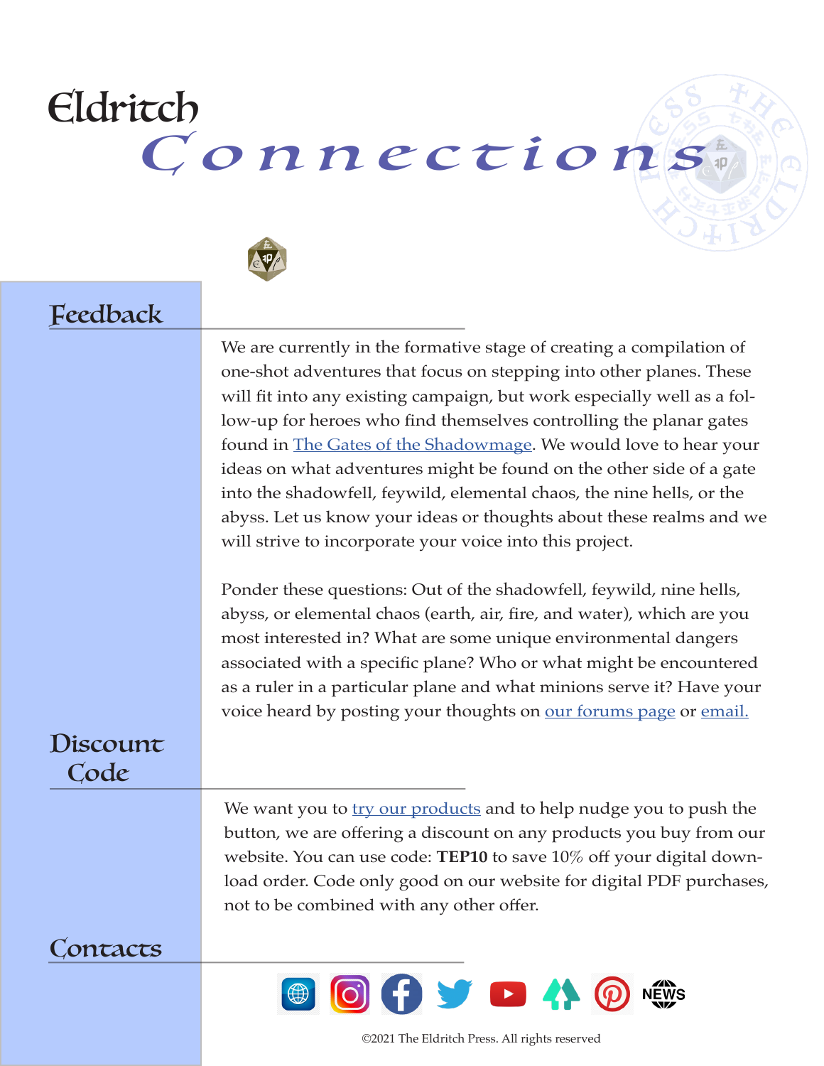# Eldritch Connections

## Feedback

We are currently in the formative stage of creating a compilation of one-shot adventures that focus on stepping into other planes. These will fit into any existing campaign, but work especially well as a follow-up for heroes who find themselves controlling the planar gates found in The Gates of the Shadowmage. We would love to hear your ideas on what adventures might be found on the other side of a gate into the shadowfell, feywild, elemental chaos, the nine hells, or the abyss. Let us know your ideas or thoughts about these realms and we will strive to incorporate your voice into this project.

Ponder these questions: Out of the shadowfell, feywild, nine hells, abyss, or elemental chaos (earth, air, fire, and water), which are you most interested in? What are some unique environmental dangers associated with a specific plane? Who or what might be encountered as a ruler in a particular plane and what minions serve it? Have your voice heard by posting your thoughts on our forums page or email.

## Discount Code

We want you to try our products and to help nudge you to push the button, we are offering a discount on any products you buy from our website. You can use code: **TEP10** to save 10% off your digital download order. Code only good on our website for digital PDF purchases, not to be combined with any other offer.

## Contacts

©2021 The Eldritch Press. All rights reserved